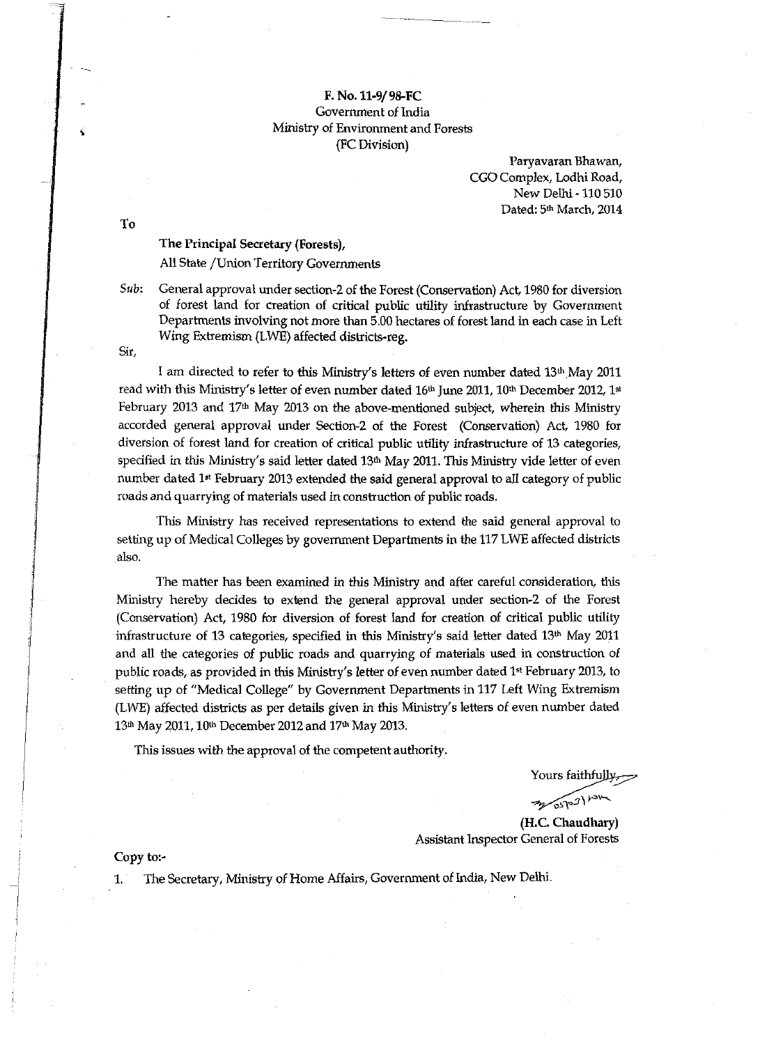**F. No. 11-9/98-FC**
Government of India
Ministry of Environment and Forests
(FC Division)

Paryavaran Bhawan,
CGO Complex, Lodhi Road,
New Delhi - 110 510
Dated: 5th March, 2014

To

**The Principal Secretary (Forests),**
All State /Union Territory Governments

*Sub*: General approval under section-2 of the Forest (Conservation) Act, 1980 for diversion of forest land for creation of critical public utility infrastructure by Government Departments involving not more than 5.00 hectares of forest land in each case in Left Wing Extremism (LWE) affected districts-reg.

Sir,

I am directed to refer to this Ministry's letters of even number dated 13th May 2011 read with this Ministry's letter of even number dated 16th June 2011, 10th December 2012, 1st February 2013 and 17th May 2013 on the above-mentioned subject, wherein this Ministry accorded general approval under Section-2 of the Forest (Conservation) Act, 1980 for diversion of forest land for creation of critical public utility infrastructure of 13 categories, specified in this Ministry's said letter dated 13th May 2011. This Ministry vide letter of even number dated 1st February 2013 extended the said general approval to all category of public roads and quarrying of materials used in construction of public roads.

This Ministry has received representations to extend the said general approval to setting up of Medical Colleges by government Departments in the 117 LWE affected districts also.

The matter has been examined in this Ministry and after careful consideration, this Ministry hereby decides to extend the general approval under section-2 of the Forest (Conservation) Act, 1980 for diversion of forest land for creation of critical public utility infrastructure of 13 categories, specified in this Ministry's said letter dated 13th May 2011 and all the categories of public roads and quarrying of materials used in construction of public roads, as provided in this Ministry's letter of even number dated 1st February 2013, to setting up of "Medical College" by Government Departments in 117 Left Wing Extremism (LWE) affected districts as per details given in this Ministry's letters of even number dated 13th May 2011, 10th December 2012 and 17th May 2013.

This issues with the approval of the competent authority.

Yours faithfully,

**(H.C. Chaudhary)**
Assistant Inspector General of Forests

Copy to:-

1. The Secretary, Ministry of Home Affairs, Government of India, New Delhi.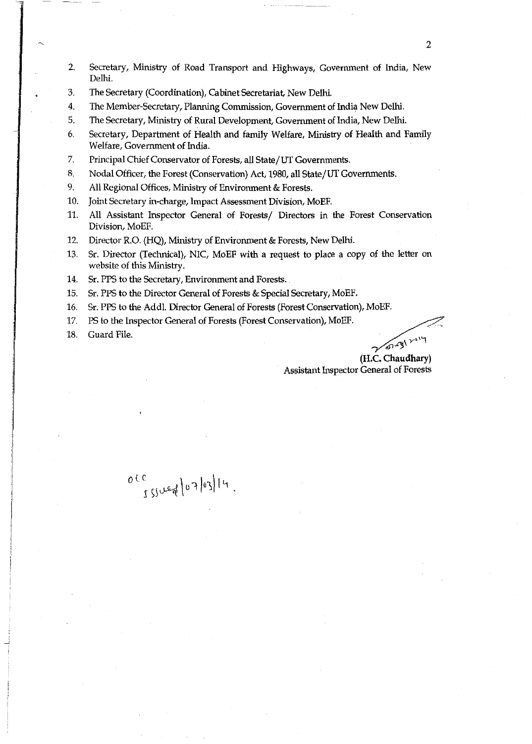2. Secretary, Ministry of Road Transport and Highways, Government of India, New Delhi.
3. The Secretary (Coordination), Cabinet Secretariat, New Delhi.
4. The Member-Secretary, Planning Commission, Government of India New Delhi.
5. The Secretary, Ministry of Rural Development, Government of India, New Delhi.
6. Secretary, Department of Health and family Welfare, Ministry of Health and Family Welfare, Government of India.
7. Principal Chief Conservator of Forests, all State/UT Governments.
8. Nodal Officer, the Forest (Conservation) Act, 1980, all State/UT Governments.
9. All Regional Offices, Ministry of Environment & Forests.
10. Joint Secretary in-charge, Impact Assessment Division, MoEF.
11. All Assistant Inspector General of Forests/ Directors in the Forest Conservation Division, MoEF.
12. Director R.O. (HQ), Ministry of Environment & Forests, New Delhi.
13. Sr. Director (Technical), NIC, MoEF with a request to place a copy of the letter on website of this Ministry.
14. Sr. PPS to the Secretary, Environment and Forests.
15. Sr. PPS to the Director General of Forests & Special Secretary, MoEF.
16. Sr. PPS to the Addl. Director General of Forests (Forest Conservation), MoEF.
17. PS to the Inspector General of Forests (Forest Conservation), MoEF.
18. Guard File.

(H.C. Chaudhary)
Assistant Inspector General of Forests

OLC Issued 07/03/14.